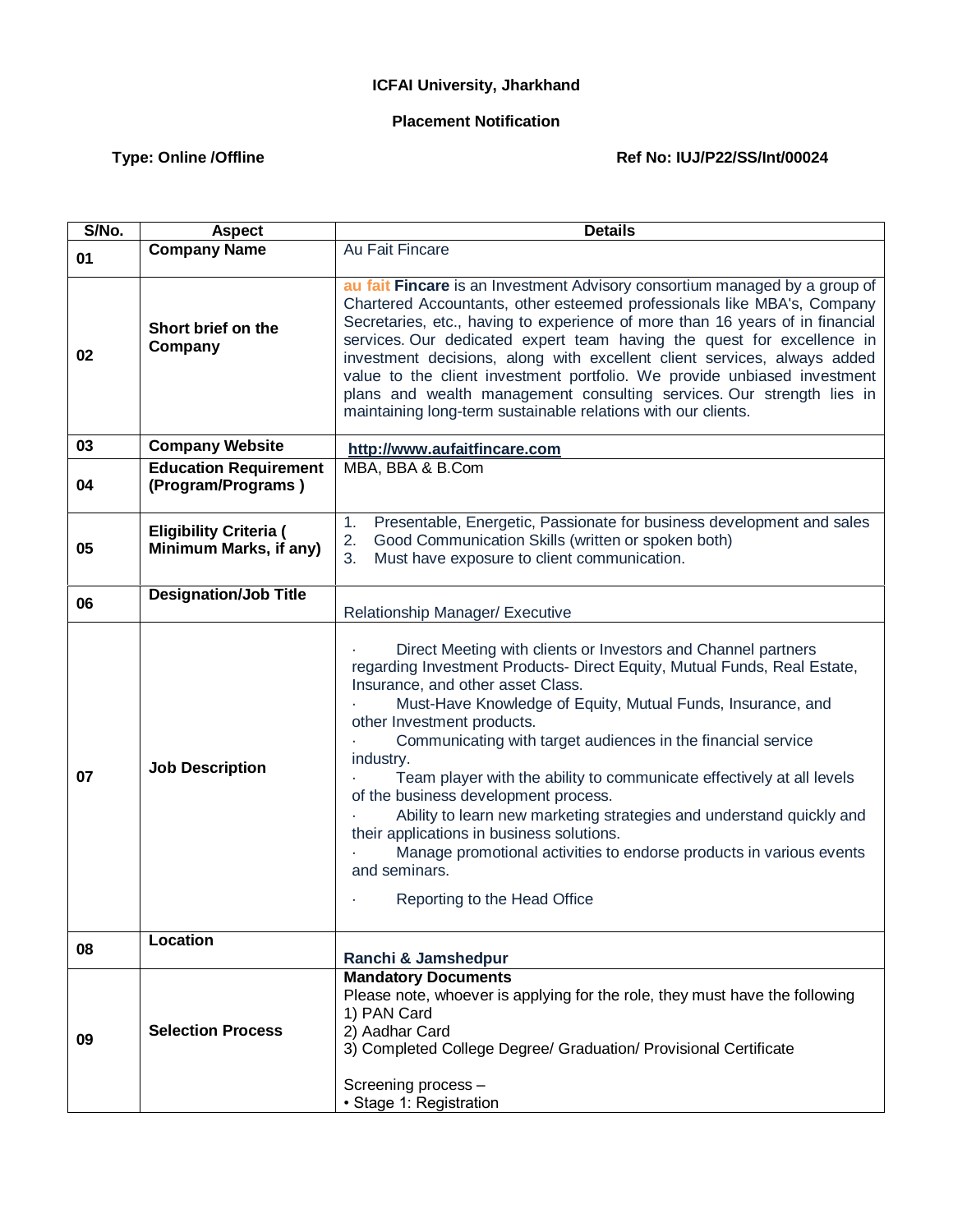**ICFAI University, Jharkhand**

**Placement Notification**

**Type: Online /Offline** **Ref No: IUJ/P22/SS/Int/00024**

| S/No. | Aspect | Details |
|---|---|---|
| 01 | **Company Name** | Au Fait Fincare |
| 02 | **Short brief on the Company** | **au fait Fincare** is an Investment Advisory consortium managed by a group of Chartered Accountants, other esteemed professionals like MBA's, Company Secretaries, etc., having to experience of more than 16 years of in financial services. Our dedicated expert team having the quest for excellence in investment decisions, along with excellent client services, always added value to the client investment portfolio. We provide unbiased investment plans and wealth management consulting services. Our strength lies in maintaining long-term sustainable relations with our clients. |
| 03 | **Company Website** | **http://www.aufaitfincare.com** |
| 04 | **Education Requirement (Program/Programs )** | MBA, BBA & B.Com |
| 05 | **Eligibility Criteria ( Minimum Marks, if any)** | 1. Presentable, Energetic, Passionate for business development and sales<br>2. Good Communication Skills (written or spoken both)<br>3. Must have exposure to client communication. |
| 06 | **Designation/Job Title** | Relationship Manager/ Executive |
| 07 | **Job Description** | · Direct Meeting with clients or Investors and Channel partners regarding Investment Products- Direct Equity, Mutual Funds, Real Estate, Insurance, and other asset Class.<br>· Must-Have Knowledge of Equity, Mutual Funds, Insurance, and other Investment products.<br>· Communicating with target audiences in the financial service industry.<br>· Team player with the ability to communicate effectively at all levels of the business development process.<br>· Ability to learn new marketing strategies and understand quickly and their applications in business solutions.<br>· Manage promotional activities to endorse products in various events and seminars.<br>· Reporting to the Head Office |
| 08 | **Location** | **Ranchi & Jamshedpur** |
| 09 | **Selection Process** | **Mandatory Documents**<br>Please note, whoever is applying for the role, they must have the following<br>1) PAN Card<br>2) Aadhar Card<br>3) Completed College Degree/ Graduation/ Provisional Certificate<br><br>Screening process –<br>• Stage 1: Registration |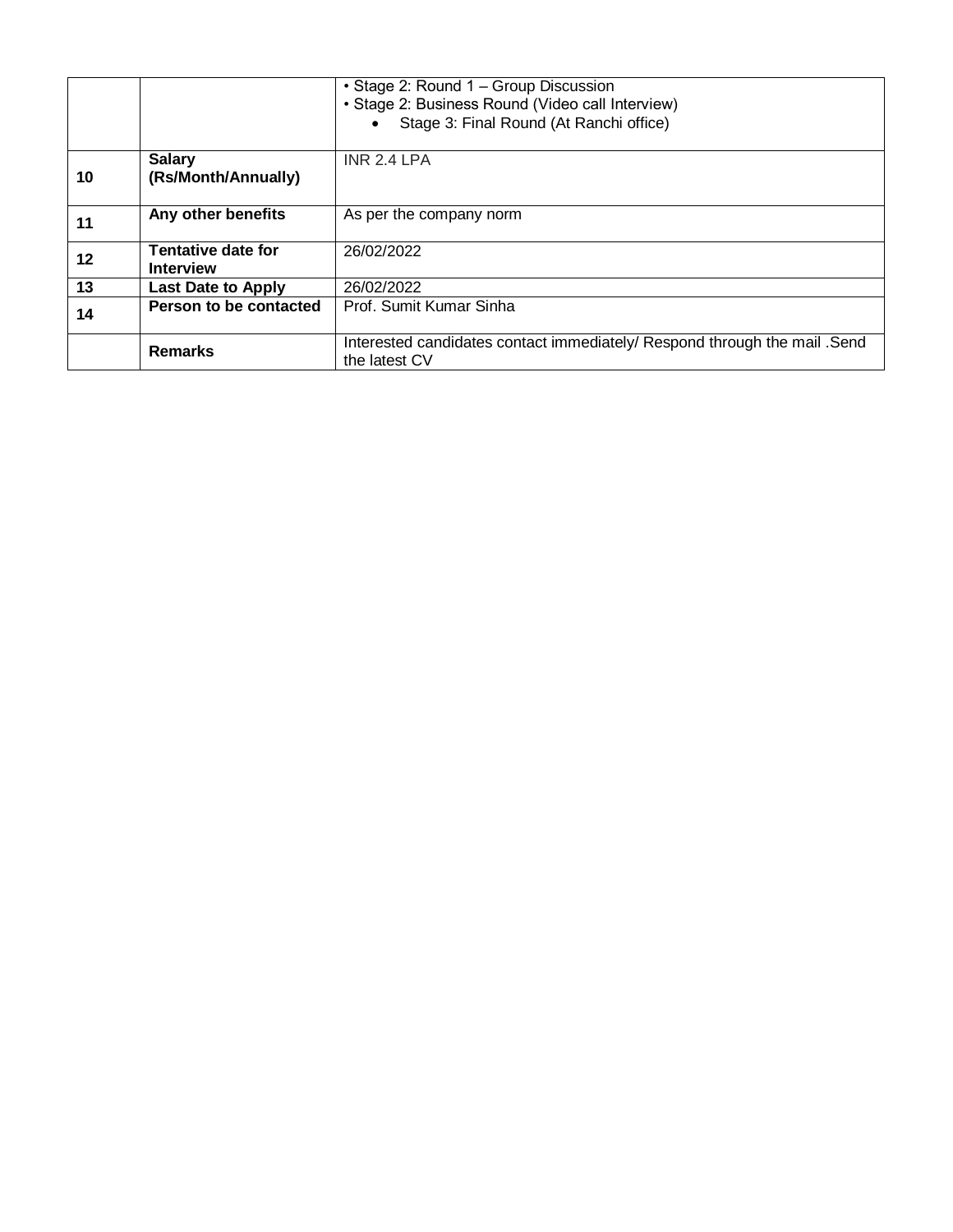| | | |
|---|---|---|
| | | • Stage 2: Round 1 – Group Discussion<br>• Stage 2: Business Round (Video call Interview)<br>• Stage 3: Final Round (At Ranchi office) |
| 10 | **Salary (Rs/Month/Annually)** | INR 2.4 LPA |
| 11 | **Any other benefits** | As per the company norm |
| 12 | **Tentative date for Interview** | 26/02/2022 |
| 13 | **Last Date to Apply** | 26/02/2022 |
| 14 | **Person to be contacted** | Prof. Sumit Kumar Sinha |
| | **Remarks** | Interested candidates contact immediately/ Respond through the mail .Send the latest CV |